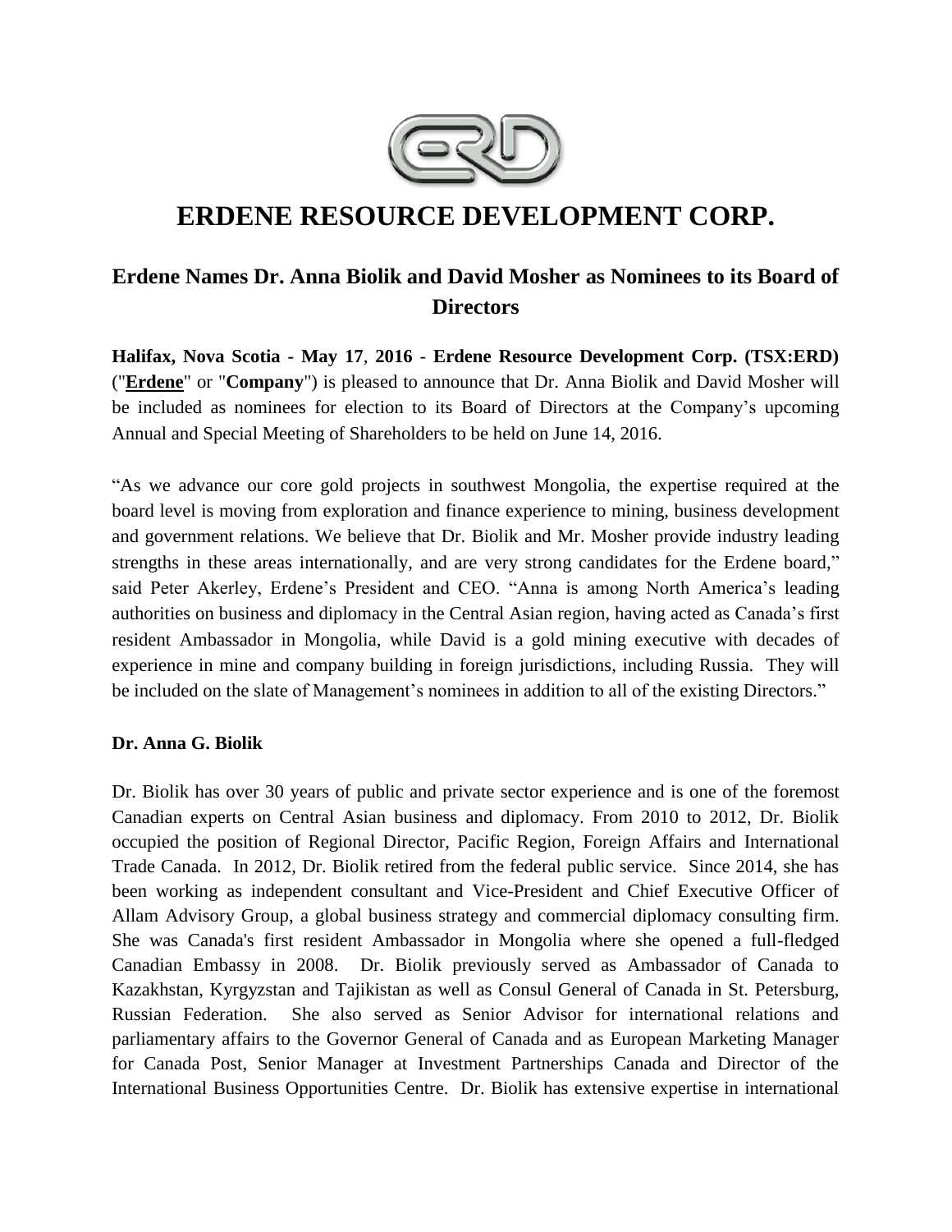# ERDENE RESOURCE DEVELOPMENT CORP.

## Erdene Names Dr. Anna Biolik and David Mosher as Nominees to its Board of Directors

**Halifax, Nova Scotia - May 17, 2016 - Erdene Resource Development Corp. (TSX:ERD)** ("**Erdene**" or "**Company**") is pleased to announce that Dr. Anna Biolik and David Mosher will be included as nominees for election to its Board of Directors at the Company's upcoming Annual and Special Meeting of Shareholders to be held on June 14, 2016.

"As we advance our core gold projects in southwest Mongolia, the expertise required at the board level is moving from exploration and finance experience to mining, business development and government relations. We believe that Dr. Biolik and Mr. Mosher provide industry leading strengths in these areas internationally, and are very strong candidates for the Erdene board," said Peter Akerley, Erdene's President and CEO. "Anna is among North America's leading authorities on business and diplomacy in the Central Asian region, having acted as Canada's first resident Ambassador in Mongolia, while David is a gold mining executive with decades of experience in mine and company building in foreign jurisdictions, including Russia. They will be included on the slate of Management's nominees in addition to all of the existing Directors."

**Dr. Anna G. Biolik**

Dr. Biolik has over 30 years of public and private sector experience and is one of the foremost Canadian experts on Central Asian business and diplomacy. From 2010 to 2012, Dr. Biolik occupied the position of Regional Director, Pacific Region, Foreign Affairs and International Trade Canada. In 2012, Dr. Biolik retired from the federal public service. Since 2014, she has been working as independent consultant and Vice-President and Chief Executive Officer of Allam Advisory Group, a global business strategy and commercial diplomacy consulting firm. She was Canada's first resident Ambassador in Mongolia where she opened a full-fledged Canadian Embassy in 2008. Dr. Biolik previously served as Ambassador of Canada to Kazakhstan, Kyrgyzstan and Tajikistan as well as Consul General of Canada in St. Petersburg, Russian Federation. She also served as Senior Advisor for international relations and parliamentary affairs to the Governor General of Canada and as European Marketing Manager for Canada Post, Senior Manager at Investment Partnerships Canada and Director of the International Business Opportunities Centre. Dr. Biolik has extensive expertise in international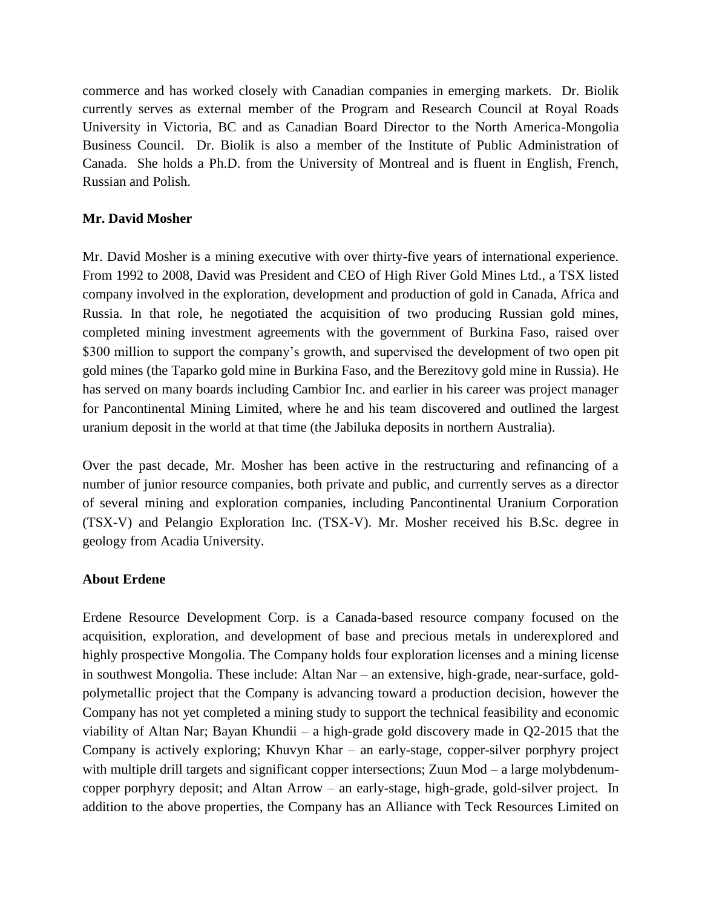commerce and has worked closely with Canadian companies in emerging markets. Dr. Biolik currently serves as external member of the Program and Research Council at Royal Roads University in Victoria, BC and as Canadian Board Director to the North America-Mongolia Business Council. Dr. Biolik is also a member of the Institute of Public Administration of Canada. She holds a Ph.D. from the University of Montreal and is fluent in English, French, Russian and Polish.

**Mr. David Mosher**

Mr. David Mosher is a mining executive with over thirty-five years of international experience. From 1992 to 2008, David was President and CEO of High River Gold Mines Ltd., a TSX listed company involved in the exploration, development and production of gold in Canada, Africa and Russia. In that role, he negotiated the acquisition of two producing Russian gold mines, completed mining investment agreements with the government of Burkina Faso, raised over $300 million to support the company's growth, and supervised the development of two open pit gold mines (the Taparko gold mine in Burkina Faso, and the Berezitovy gold mine in Russia). He has served on many boards including Cambior Inc. and earlier in his career was project manager for Pancontinental Mining Limited, where he and his team discovered and outlined the largest uranium deposit in the world at that time (the Jabiluka deposits in northern Australia).

Over the past decade, Mr. Mosher has been active in the restructuring and refinancing of a number of junior resource companies, both private and public, and currently serves as a director of several mining and exploration companies, including Pancontinental Uranium Corporation (TSX-V) and Pelangio Exploration Inc. (TSX-V). Mr. Mosher received his B.Sc. degree in geology from Acadia University.

**About Erdene**

Erdene Resource Development Corp. is a Canada-based resource company focused on the acquisition, exploration, and development of base and precious metals in underexplored and highly prospective Mongolia. The Company holds four exploration licenses and a mining license in southwest Mongolia. These include: Altan Nar – an extensive, high-grade, near-surface, gold-polymetallic project that the Company is advancing toward a production decision, however the Company has not yet completed a mining study to support the technical feasibility and economic viability of Altan Nar; Bayan Khundii – a high-grade gold discovery made in Q2-2015 that the Company is actively exploring; Khuvyn Khar – an early-stage, copper-silver porphyry project with multiple drill targets and significant copper intersections; Zuun Mod – a large molybdenum-copper porphyry deposit; and Altan Arrow – an early-stage, high-grade, gold-silver project. In addition to the above properties, the Company has an Alliance with Teck Resources Limited on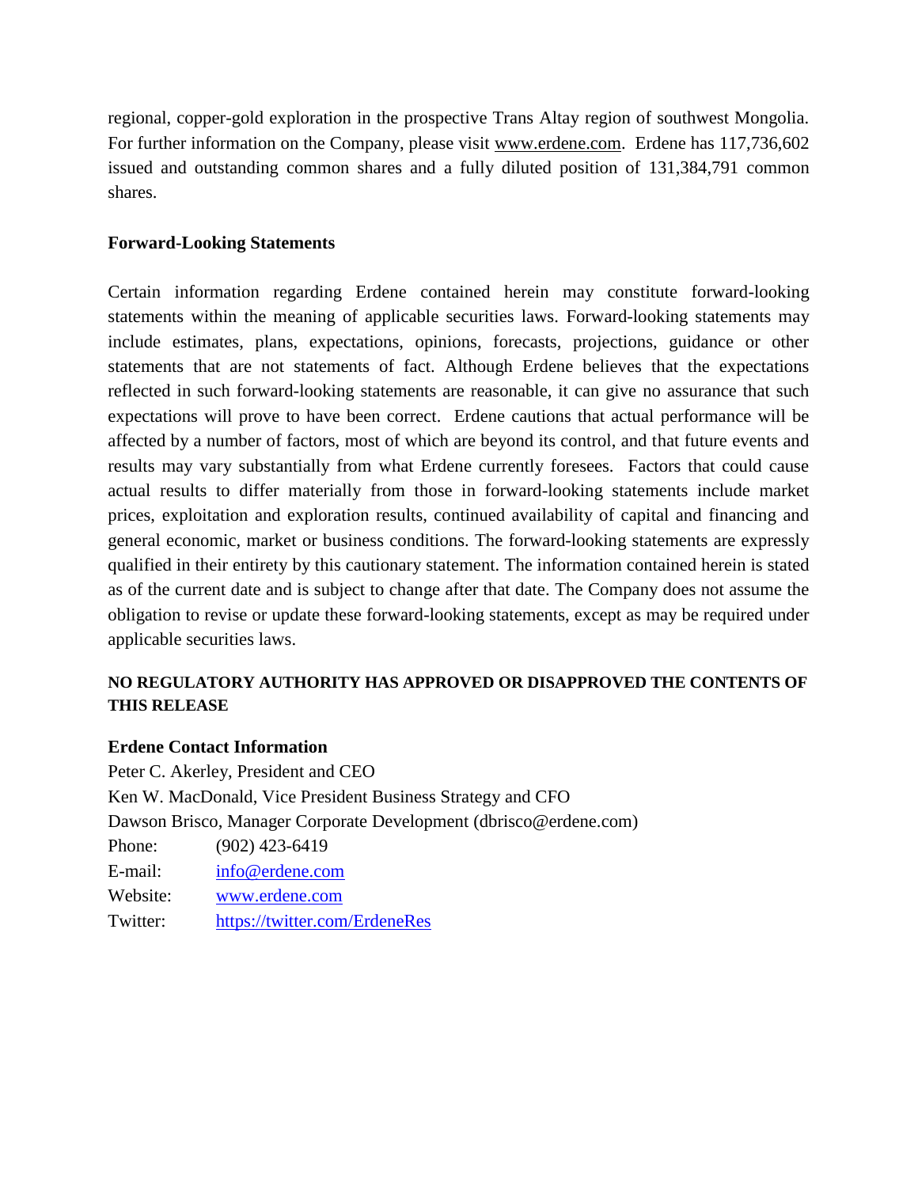regional, copper-gold exploration in the prospective Trans Altay region of southwest Mongolia. For further information on the Company, please visit www.erdene.com. Erdene has 117,736,602 issued and outstanding common shares and a fully diluted position of 131,384,791 common shares.

**Forward-Looking Statements**

Certain information regarding Erdene contained herein may constitute forward-looking statements within the meaning of applicable securities laws. Forward-looking statements may include estimates, plans, expectations, opinions, forecasts, projections, guidance or other statements that are not statements of fact. Although Erdene believes that the expectations reflected in such forward-looking statements are reasonable, it can give no assurance that such expectations will prove to have been correct. Erdene cautions that actual performance will be affected by a number of factors, most of which are beyond its control, and that future events and results may vary substantially from what Erdene currently foresees. Factors that could cause actual results to differ materially from those in forward-looking statements include market prices, exploitation and exploration results, continued availability of capital and financing and general economic, market or business conditions. The forward-looking statements are expressly qualified in their entirety by this cautionary statement. The information contained herein is stated as of the current date and is subject to change after that date. The Company does not assume the obligation to revise or update these forward-looking statements, except as may be required under applicable securities laws.

**NO REGULATORY AUTHORITY HAS APPROVED OR DISAPPROVED THE CONTENTS OF THIS RELEASE**

**Erdene Contact Information**

Peter C. Akerley, President and CEO
Ken W. MacDonald, Vice President Business Strategy and CFO
Dawson Brisco, Manager Corporate Development (dbrisco@erdene.com)

| | |
|---|---|
| Phone: | (902) 423-6419 |
| E-mail: | info@erdene.com |
| Website: | www.erdene.com |
| Twitter: | https://twitter.com/ErdeneRes |